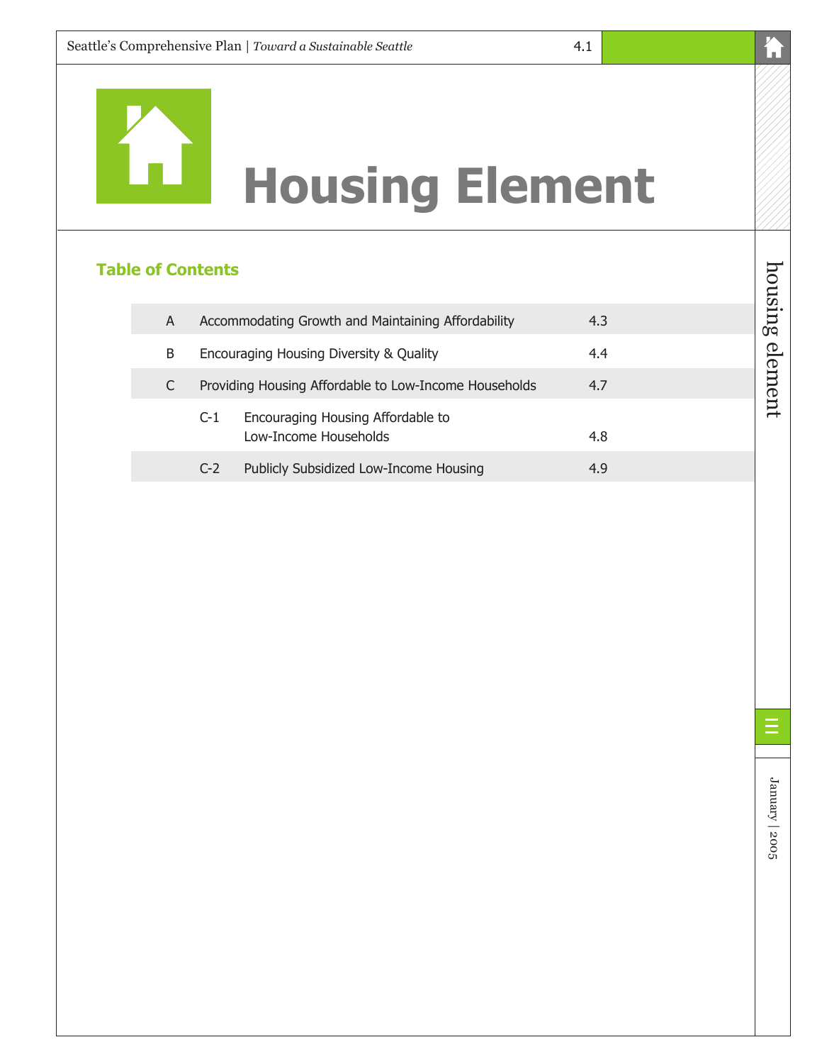# Housing Element

## Table of Contents

| | | | |
|---|---|---|---|
| A | Accommodating Growth and Maintaining Affordability | | 4.3 |
| B | Encouraging Housing Diversity & Quality | | 4.4 |
| C | Providing Housing Affordable to Low-Income Households | | 4.7 |
| | C-1 | Encouraging Housing Affordable to Low-Income Households | 4.8 |
| | C-2 | Publicly Subsidized Low-Income Housing | 4.9 |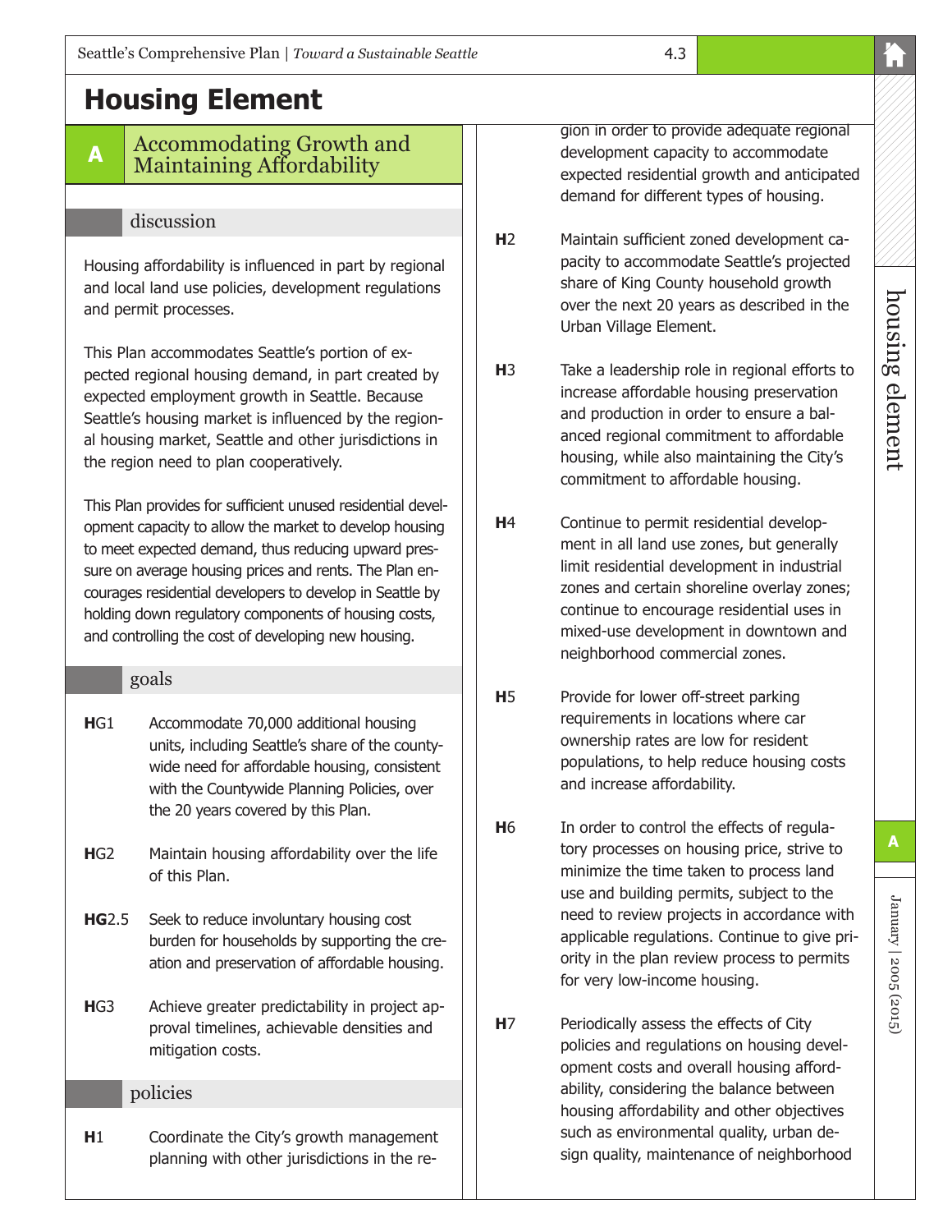# Housing Element

## A Accommodating Growth and Maintaining Affordability

### discussion

Housing affordability is influenced in part by regional and local land use policies, development regulations and permit processes.

This Plan accommodates Seattle's portion of expected regional housing demand, in part created by expected employment growth in Seattle. Because Seattle's housing market is influenced by the regional housing market, Seattle and other jurisdictions in the region need to plan cooperatively.

This Plan provides for sufficient unused residential development capacity to allow the market to develop housing to meet expected demand, thus reducing upward pressure on average housing prices and rents. The Plan encourages residential developers to develop in Seattle by holding down regulatory components of housing costs, and controlling the cost of developing new housing.

### goals

**H**G1 Accommodate 70,000 additional housing units, including Seattle's share of the countywide need for affordable housing, consistent with the Countywide Planning Policies, over the 20 years covered by this Plan.

**H**G2 Maintain housing affordability over the life of this Plan.

**HG**2.5 Seek to reduce involuntary housing cost burden for households by supporting the creation and preservation of affordable housing.

**H**G3 Achieve greater predictability in project approval timelines, achievable densities and mitigation costs.

### policies

**H**1 Coordinate the City's growth management planning with other jurisdictions in the region in order to provide adequate regional development capacity to accommodate expected residential growth and anticipated demand for different types of housing.

**H**2 Maintain sufficient zoned development capacity to accommodate Seattle's projected share of King County household growth over the next 20 years as described in the Urban Village Element.

**H**3 Take a leadership role in regional efforts to increase affordable housing preservation and production in order to ensure a balanced regional commitment to affordable housing, while also maintaining the City's commitment to affordable housing.

**H**4 Continue to permit residential development in all land use zones, but generally limit residential development in industrial zones and certain shoreline overlay zones; continue to encourage residential uses in mixed-use development in downtown and neighborhood commercial zones.

**H**5 Provide for lower off-street parking requirements in locations where car ownership rates are low for resident populations, to help reduce housing costs and increase affordability.

**H**6 In order to control the effects of regulatory processes on housing price, strive to minimize the time taken to process land use and building permits, subject to the need to review projects in accordance with applicable regulations. Continue to give priority in the plan review process to permits for very low-income housing.

**H**7 Periodically assess the effects of City policies and regulations on housing development costs and overall housing affordability, considering the balance between housing affordability and other objectives such as environmental quality, urban design quality, maintenance of neighborhood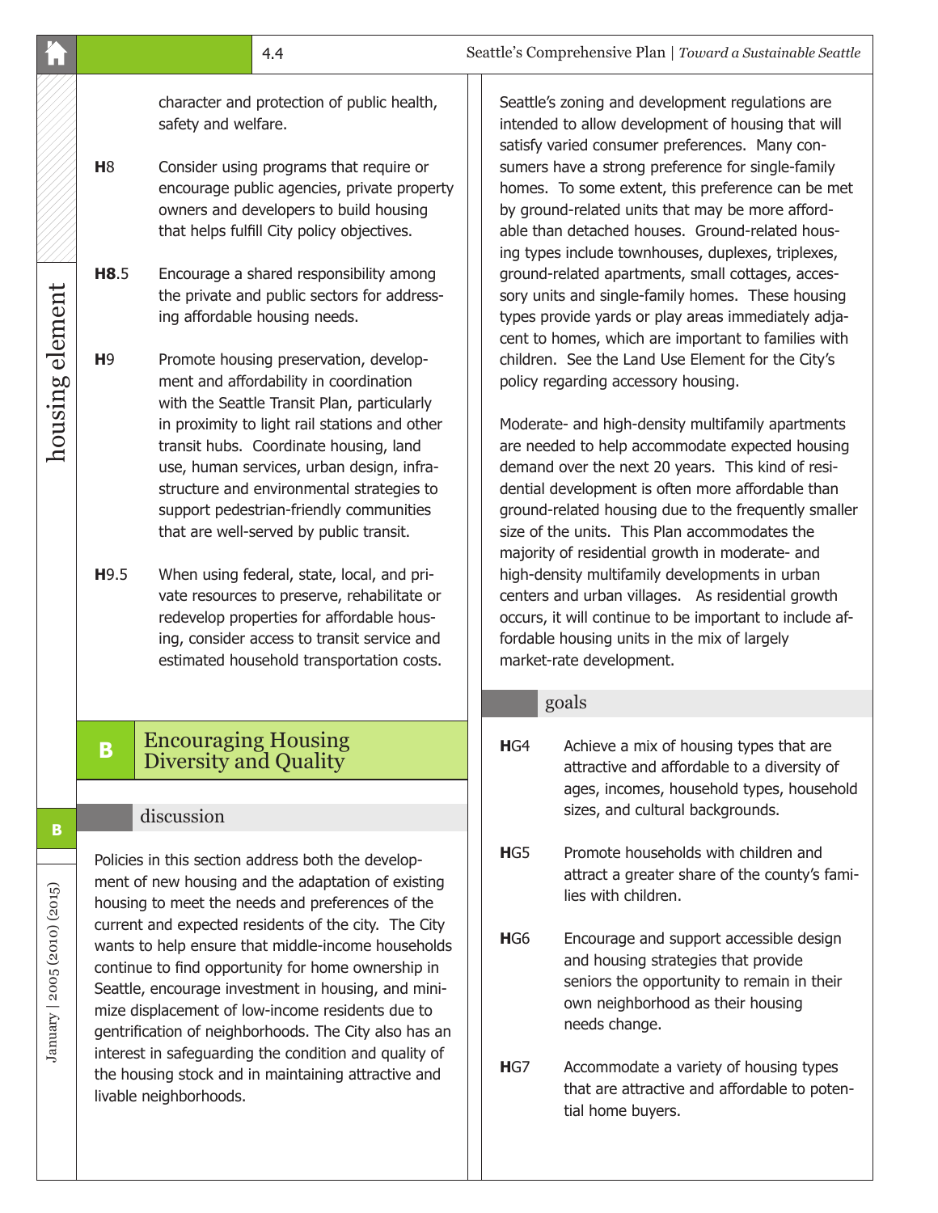character and protection of public health, safety and welfare.

**H**8 Consider using programs that require or encourage public agencies, private property owners and developers to build housing that helps fulfill City policy objectives.

**H8**.5 Encourage a shared responsibility among the private and public sectors for addressing affordable housing needs.

**H**9 Promote housing preservation, development and affordability in coordination with the Seattle Transit Plan, particularly in proximity to light rail stations and other transit hubs. Coordinate housing, land use, human services, urban design, infrastructure and environmental strategies to support pedestrian-friendly communities that are well-served by public transit.

**H**9.5 When using federal, state, local, and private resources to preserve, rehabilitate or redevelop properties for affordable housing, consider access to transit service and estimated household transportation costs.

## B Encouraging Housing Diversity and Quality

### discussion

Policies in this section address both the development of new housing and the adaptation of existing housing to meet the needs and preferences of the current and expected residents of the city. The City wants to help ensure that middle-income households continue to find opportunity for home ownership in Seattle, encourage investment in housing, and minimize displacement of low-income residents due to gentrification of neighborhoods. The City also has an interest in safeguarding the condition and quality of the housing stock and in maintaining attractive and livable neighborhoods.

Seattle's zoning and development regulations are intended to allow development of housing that will satisfy varied consumer preferences. Many consumers have a strong preference for single-family homes. To some extent, this preference can be met by ground-related units that may be more affordable than detached houses. Ground-related housing types include townhouses, duplexes, triplexes, ground-related apartments, small cottages, accessory units and single-family homes. These housing types provide yards or play areas immediately adjacent to homes, which are important to families with children. See the Land Use Element for the City's policy regarding accessory housing.

Moderate- and high-density multifamily apartments are needed to help accommodate expected housing demand over the next 20 years. This kind of residential development is often more affordable than ground-related housing due to the frequently smaller size of the units. This Plan accommodates the majority of residential growth in moderate- and high-density multifamily developments in urban centers and urban villages. As residential growth occurs, it will continue to be important to include affordable housing units in the mix of largely market-rate development.

### goals

**H**G4 Achieve a mix of housing types that are attractive and affordable to a diversity of ages, incomes, household types, household sizes, and cultural backgrounds.

**H**G5 Promote households with children and attract a greater share of the county's families with children.

**H**G6 Encourage and support accessible design and housing strategies that provide seniors the opportunity to remain in their own neighborhood as their housing needs change.

**H**G7 Accommodate a variety of housing types that are attractive and affordable to potential home buyers.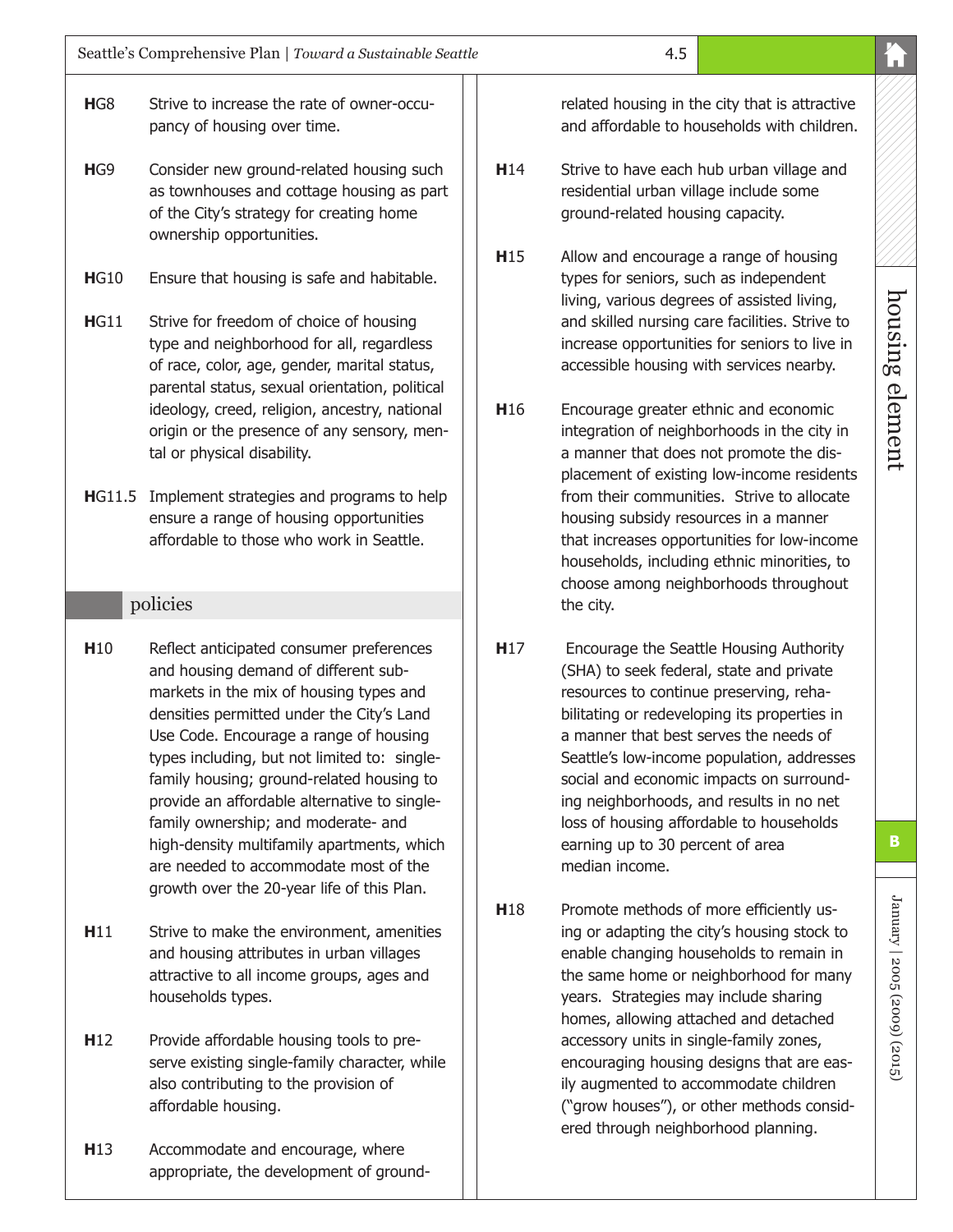**H**G8 Strive to increase the rate of owner-occupancy of housing over time.

**H**G9 Consider new ground-related housing such as townhouses and cottage housing as part of the City's strategy for creating home ownership opportunities.

**H**G10 Ensure that housing is safe and habitable.

**H**G11 Strive for freedom of choice of housing type and neighborhood for all, regardless of race, color, age, gender, marital status, parental status, sexual orientation, political ideology, creed, religion, ancestry, national origin or the presence of any sensory, mental or physical disability.

**H**G11.5 Implement strategies and programs to help ensure a range of housing opportunities affordable to those who work in Seattle.

## policies

**H**10 Reflect anticipated consumer preferences and housing demand of different sub-markets in the mix of housing types and densities permitted under the City's Land Use Code. Encourage a range of housing types including, but not limited to: single-family housing; ground-related housing to provide an affordable alternative to single-family ownership; and moderate- and high-density multifamily apartments, which are needed to accommodate most of the growth over the 20-year life of this Plan.

**H**11 Strive to make the environment, amenities and housing attributes in urban villages attractive to all income groups, ages and households types.

**H**12 Provide affordable housing tools to preserve existing single-family character, while also contributing to the provision of affordable housing.

**H**13 Accommodate and encourage, where appropriate, the development of ground-related housing in the city that is attractive and affordable to households with children.

**H**14 Strive to have each hub urban village and residential urban village include some ground-related housing capacity.

**H**15 Allow and encourage a range of housing types for seniors, such as independent living, various degrees of assisted living, and skilled nursing care facilities. Strive to increase opportunities for seniors to live in accessible housing with services nearby.

**H**16 Encourage greater ethnic and economic integration of neighborhoods in the city in a manner that does not promote the displacement of existing low-income residents from their communities. Strive to allocate housing subsidy resources in a manner that increases opportunities for low-income households, including ethnic minorities, to choose among neighborhoods throughout the city.

**H**17 Encourage the Seattle Housing Authority (SHA) to seek federal, state and private resources to continue preserving, rehabilitating or redeveloping its properties in a manner that best serves the needs of Seattle's low-income population, addresses social and economic impacts on surrounding neighborhoods, and results in no net loss of housing affordable to households earning up to 30 percent of area median income.

**H**18 Promote methods of more efficiently using or adapting the city's housing stock to enable changing households to remain in the same home or neighborhood for many years. Strategies may include sharing homes, allowing attached and detached accessory units in single-family zones, encouraging housing designs that are easily augmented to accommodate children ("grow houses"), or other methods considered through neighborhood planning.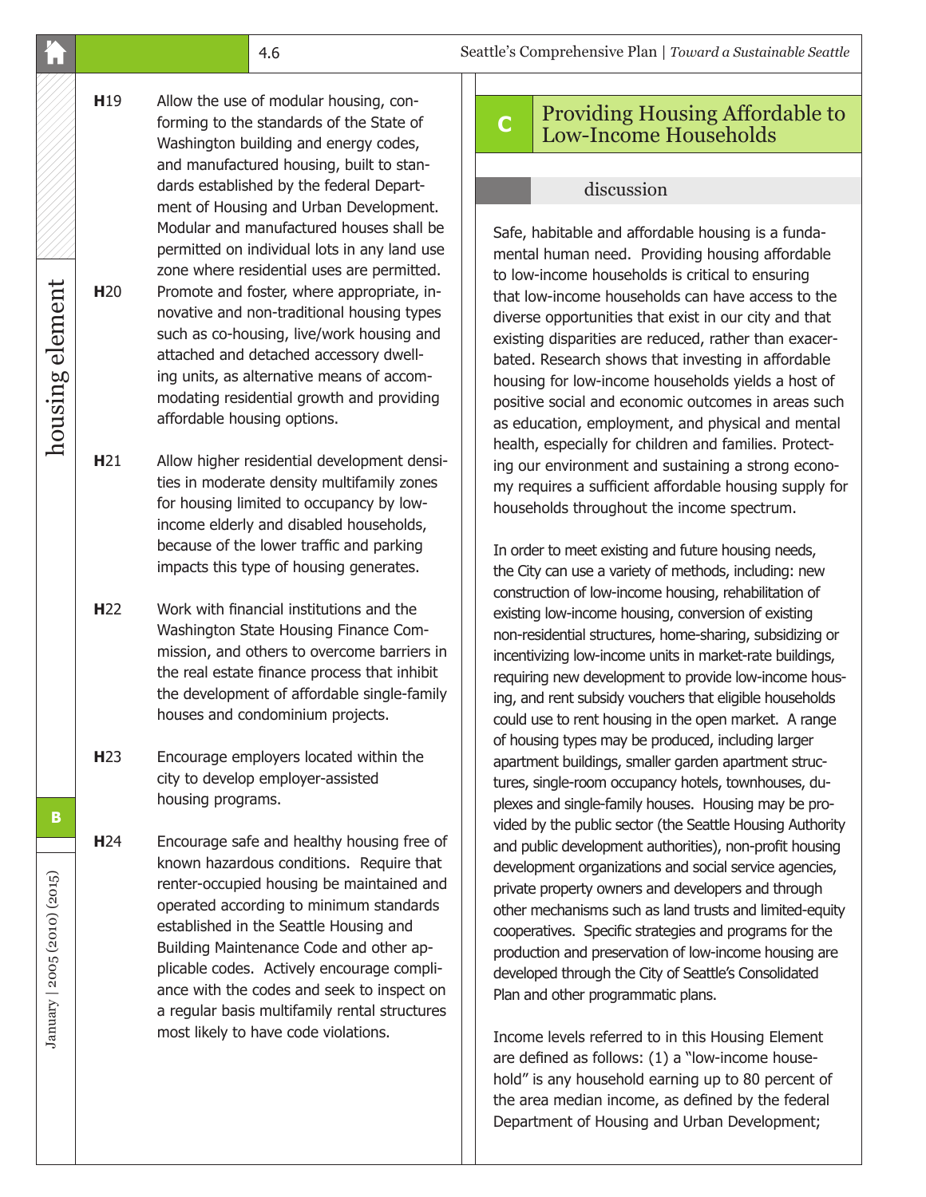**H19** Allow the use of modular housing, conforming to the standards of the State of Washington building and energy codes, and manufactured housing, built to standards established by the federal Department of Housing and Urban Development. Modular and manufactured houses shall be permitted on individual lots in any land use zone where residential uses are permitted.

**H20** Promote and foster, where appropriate, innovative and non-traditional housing types such as co-housing, live/work housing and attached and detached accessory dwelling units, as alternative means of accommodating residential growth and providing affordable housing options.

**H21** Allow higher residential development densities in moderate density multifamily zones for housing limited to occupancy by low-income elderly and disabled households, because of the lower traffic and parking impacts this type of housing generates.

**H22** Work with financial institutions and the Washington State Housing Finance Commission, and others to overcome barriers in the real estate finance process that inhibit the development of affordable single-family houses and condominium projects.

**H23** Encourage employers located within the city to develop employer-assisted housing programs.

**H24** Encourage safe and healthy housing free of known hazardous conditions. Require that renter-occupied housing be maintained and operated according to minimum standards established in the Seattle Housing and Building Maintenance Code and other applicable codes. Actively encourage compliance with the codes and seek to inspect on a regular basis multifamily rental structures most likely to have code violations.

## C Providing Housing Affordable to Low-Income Households

### discussion

Safe, habitable and affordable housing is a fundamental human need. Providing housing affordable to low-income households is critical to ensuring that low-income households can have access to the diverse opportunities that exist in our city and that existing disparities are reduced, rather than exacerbated. Research shows that investing in affordable housing for low-income households yields a host of positive social and economic outcomes in areas such as education, employment, and physical and mental health, especially for children and families. Protecting our environment and sustaining a strong economy requires a sufficient affordable housing supply for households throughout the income spectrum.

In order to meet existing and future housing needs, the City can use a variety of methods, including: new construction of low-income housing, rehabilitation of existing low-income housing, conversion of existing non-residential structures, home-sharing, subsidizing or incentivizing low-income units in market-rate buildings, requiring new development to provide low-income housing, and rent subsidy vouchers that eligible households could use to rent housing in the open market. A range of housing types may be produced, including larger apartment buildings, smaller garden apartment structures, single-room occupancy hotels, townhouses, duplexes and single-family houses. Housing may be provided by the public sector (the Seattle Housing Authority and public development authorities), non-profit housing development organizations and social service agencies, private property owners and developers and through other mechanisms such as land trusts and limited-equity cooperatives. Specific strategies and programs for the production and preservation of low-income housing are developed through the City of Seattle's Consolidated Plan and other programmatic plans.

Income levels referred to in this Housing Element are defined as follows: (1) a "low-income household" is any household earning up to 80 percent of the area median income, as defined by the federal Department of Housing and Urban Development;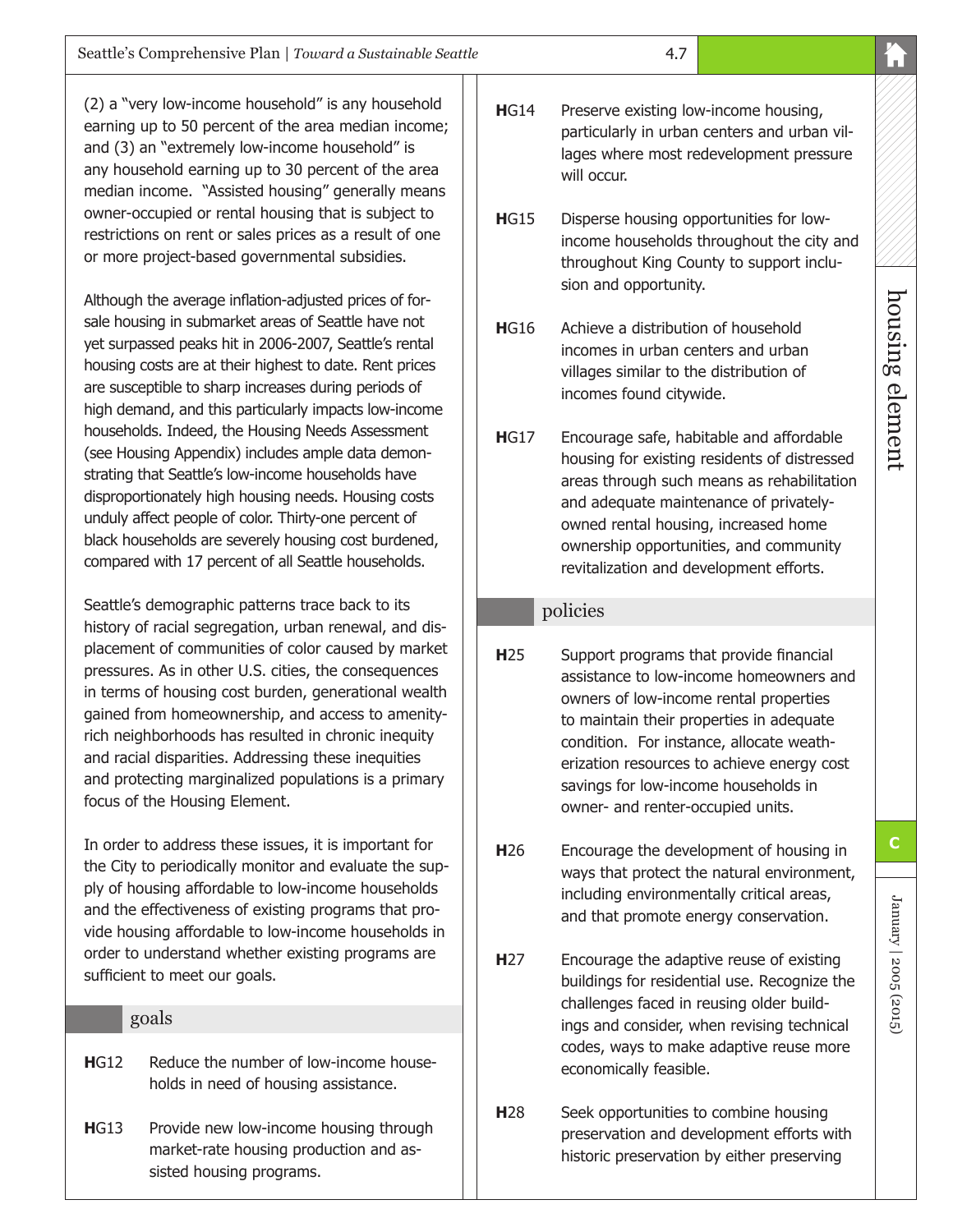(2) a "very low-income household" is any household earning up to 50 percent of the area median income; and (3) an "extremely low-income household" is any household earning up to 30 percent of the area median income. "Assisted housing" generally means owner-occupied or rental housing that is subject to restrictions on rent or sales prices as a result of one or more project-based governmental subsidies.

Although the average inflation-adjusted prices of for-sale housing in submarket areas of Seattle have not yet surpassed peaks hit in 2006-2007, Seattle's rental housing costs are at their highest to date. Rent prices are susceptible to sharp increases during periods of high demand, and this particularly impacts low-income households. Indeed, the Housing Needs Assessment (see Housing Appendix) includes ample data demonstrating that Seattle's low-income households have disproportionately high housing needs. Housing costs unduly affect people of color. Thirty-one percent of black households are severely housing cost burdened, compared with 17 percent of all Seattle households.

Seattle's demographic patterns trace back to its history of racial segregation, urban renewal, and displacement of communities of color caused by market pressures. As in other U.S. cities, the consequences in terms of housing cost burden, generational wealth gained from homeownership, and access to amenity-rich neighborhoods has resulted in chronic inequity and racial disparities. Addressing these inequities and protecting marginalized populations is a primary focus of the Housing Element.

In order to address these issues, it is important for the City to periodically monitor and evaluate the supply of housing affordable to low-income households and the effectiveness of existing programs that provide housing affordable to low-income households in order to understand whether existing programs are sufficient to meet our goals.

## goals

**H**G12 Reduce the number of low-income households in need of housing assistance.

**H**G13 Provide new low-income housing through market-rate housing production and assisted housing programs.

**H**G14 Preserve existing low-income housing, particularly in urban centers and urban villages where most redevelopment pressure will occur.

**H**G15 Disperse housing opportunities for low-income households throughout the city and throughout King County to support inclusion and opportunity.

**H**G16 Achieve a distribution of household incomes in urban centers and urban villages similar to the distribution of incomes found citywide.

**H**G17 Encourage safe, habitable and affordable housing for existing residents of distressed areas through such means as rehabilitation and adequate maintenance of privately-owned rental housing, increased home ownership opportunities, and community revitalization and development efforts.

## policies

**H**25 Support programs that provide financial assistance to low-income homeowners and owners of low-income rental properties to maintain their properties in adequate condition. For instance, allocate weatherization resources to achieve energy cost savings for low-income households in owner- and renter-occupied units.

**H**26 Encourage the development of housing in ways that protect the natural environment, including environmentally critical areas, and that promote energy conservation.

**H**27 Encourage the adaptive reuse of existing buildings for residential use. Recognize the challenges faced in reusing older buildings and consider, when revising technical codes, ways to make adaptive reuse more economically feasible.

**H**28 Seek opportunities to combine housing preservation and development efforts with historic preservation by either preserving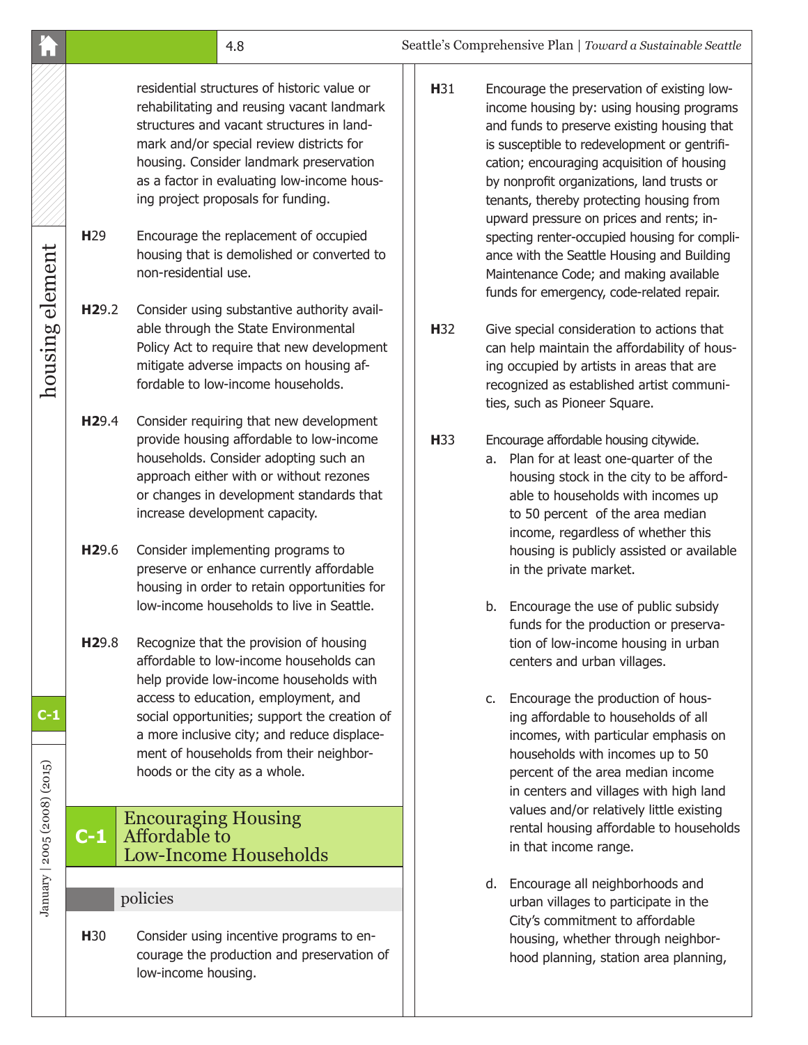residential structures of historic value or rehabilitating and reusing vacant landmark structures and vacant structures in landmark and/or special review districts for housing. Consider landmark preservation as a factor in evaluating low-income housing project proposals for funding.

**H**29 Encourage the replacement of occupied housing that is demolished or converted to non-residential use.

**H2**9.2 Consider using substantive authority available through the State Environmental Policy Act to require that new development mitigate adverse impacts on housing affordable to low-income households.

**H2**9.4 Consider requiring that new development provide housing affordable to low-income households. Consider adopting such an approach either with or without rezones or changes in development standards that increase development capacity.

**H2**9.6 Consider implementing programs to preserve or enhance currently affordable housing in order to retain opportunities for low-income households to live in Seattle.

**H2**9.8 Recognize that the provision of housing affordable to low-income households can help provide low-income households with access to education, employment, and social opportunities; support the creation of a more inclusive city; and reduce displacement of households from their neighborhoods or the city as a whole.

## C-1 Encouraging Housing Affordable to Low-Income Households

### policies

**H**30 Consider using incentive programs to encourage the production and preservation of low-income housing.

**H**31 Encourage the preservation of existing low-income housing by: using housing programs and funds to preserve existing housing that is susceptible to redevelopment or gentrification; encouraging acquisition of housing by nonprofit organizations, land trusts or tenants, thereby protecting housing from upward pressure on prices and rents; inspecting renter-occupied housing for compliance with the Seattle Housing and Building Maintenance Code; and making available funds for emergency, code-related repair.

**H**32 Give special consideration to actions that can help maintain the affordability of housing occupied by artists in areas that are recognized as established artist communities, such as Pioneer Square.

**H**33 Encourage affordable housing citywide.

a. Plan for at least one-quarter of the housing stock in the city to be affordable to households with incomes up to 50 percent of the area median income, regardless of whether this housing is publicly assisted or available in the private market.

b. Encourage the use of public subsidy funds for the production or preservation of low-income housing in urban centers and urban villages.

c. Encourage the production of housing affordable to households of all incomes, with particular emphasis on households with incomes up to 50 percent of the area median income in centers and villages with high land values and/or relatively little existing rental housing affordable to households in that income range.

d. Encourage all neighborhoods and urban villages to participate in the City's commitment to affordable housing, whether through neighborhood planning, station area planning,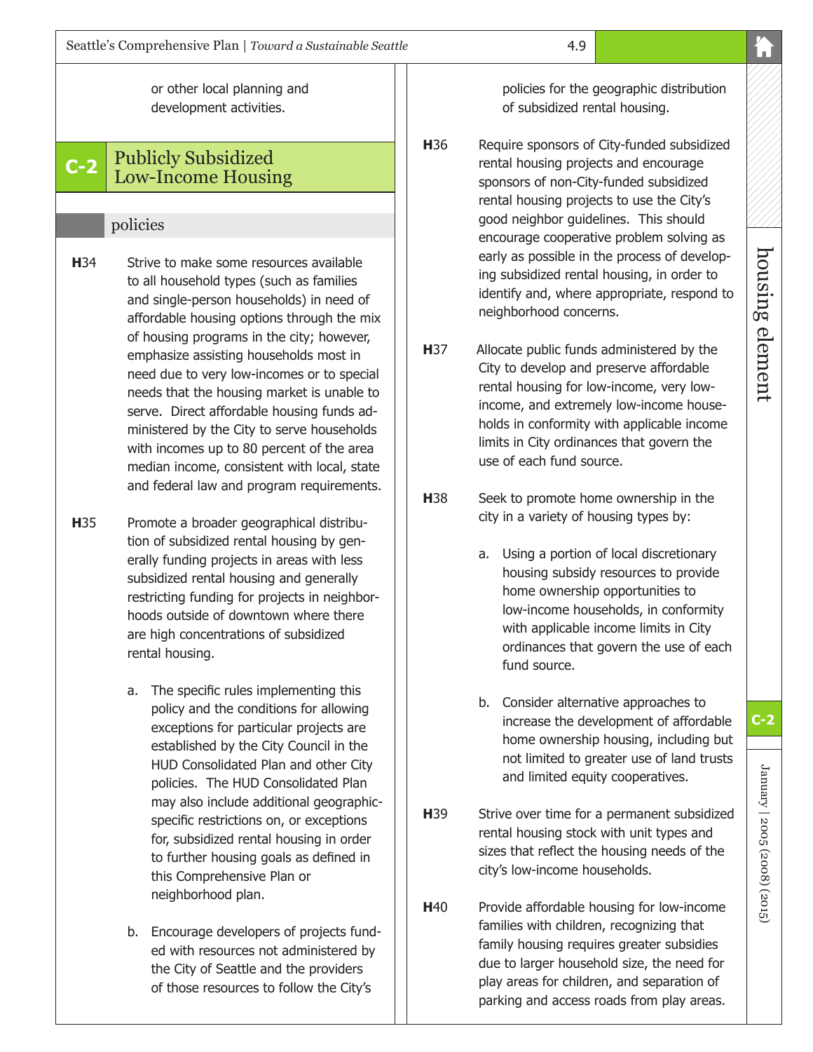or other local planning and development activities.

## C-2 Publicly Subsidized Low-Income Housing

### policies

**H**34 Strive to make some resources available to all household types (such as families and single-person households) in need of affordable housing options through the mix of housing programs in the city; however, emphasize assisting households most in need due to very low-incomes or to special needs that the housing market is unable to serve. Direct affordable housing funds administered by the City to serve households with incomes up to 80 percent of the area median income, consistent with local, state and federal law and program requirements.

**H**35 Promote a broader geographical distribution of subsidized rental housing by generally funding projects in areas with less subsidized rental housing and generally restricting funding for projects in neighborhoods outside of downtown where there are high concentrations of subsidized rental housing.

a. The specific rules implementing this policy and the conditions for allowing exceptions for particular projects are established by the City Council in the HUD Consolidated Plan and other City policies. The HUD Consolidated Plan may also include additional geographic-specific restrictions on, or exceptions for, subsidized rental housing in order to further housing goals as defined in this Comprehensive Plan or neighborhood plan.

b. Encourage developers of projects funded with resources not administered by the City of Seattle and the providers of those resources to follow the City's policies for the geographic distribution of subsidized rental housing.

**H**36 Require sponsors of City-funded subsidized rental housing projects and encourage sponsors of non-City-funded subsidized rental housing projects to use the City's good neighbor guidelines. This should encourage cooperative problem solving as early as possible in the process of developing subsidized rental housing, in order to identify and, where appropriate, respond to neighborhood concerns.

**H**37 Allocate public funds administered by the City to develop and preserve affordable rental housing for low-income, very low-income, and extremely low-income households in conformity with applicable income limits in City ordinances that govern the use of each fund source.

**H**38 Seek to promote home ownership in the city in a variety of housing types by:

a. Using a portion of local discretionary housing subsidy resources to provide home ownership opportunities to low-income households, in conformity with applicable income limits in City ordinances that govern the use of each fund source.

b. Consider alternative approaches to increase the development of affordable home ownership housing, including but not limited to greater use of land trusts and limited equity cooperatives.

**H**39 Strive over time for a permanent subsidized rental housing stock with unit types and sizes that reflect the housing needs of the city's low-income households.

**H**40 Provide affordable housing for low-income families with children, recognizing that family housing requires greater subsidies due to larger household size, the need for play areas for children, and separation of parking and access roads from play areas.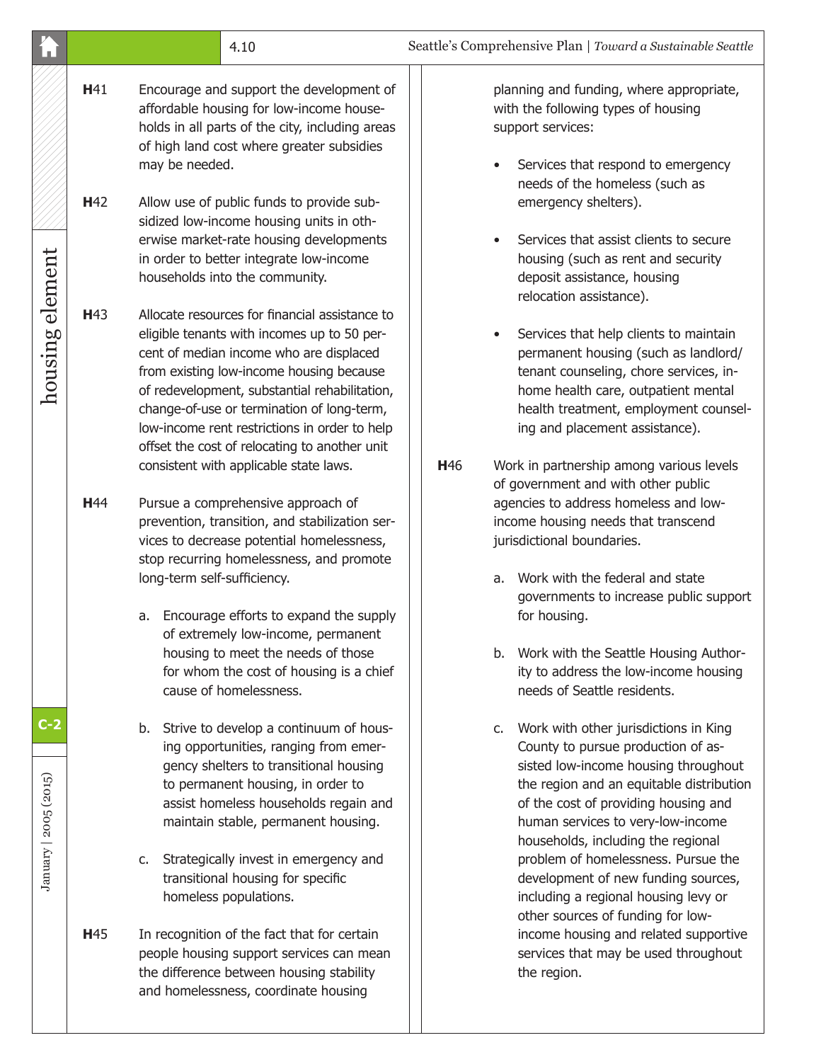**H**41 Encourage and support the development of affordable housing for low-income households in all parts of the city, including areas of high land cost where greater subsidies may be needed.

**H**42 Allow use of public funds to provide subsidized low-income housing units in otherwise market-rate housing developments in order to better integrate low-income households into the community.

**H**43 Allocate resources for financial assistance to eligible tenants with incomes up to 50 percent of median income who are displaced from existing low-income housing because of redevelopment, substantial rehabilitation, change-of-use or termination of long-term, low-income rent restrictions in order to help offset the cost of relocating to another unit consistent with applicable state laws.

**H**44 Pursue a comprehensive approach of prevention, transition, and stabilization services to decrease potential homelessness, stop recurring homelessness, and promote long-term self-sufficiency.

a. Encourage efforts to expand the supply of extremely low-income, permanent housing to meet the needs of those for whom the cost of housing is a chief cause of homelessness.

b. Strive to develop a continuum of housing opportunities, ranging from emergency shelters to transitional housing to permanent housing, in order to assist homeless households regain and maintain stable, permanent housing.

c. Strategically invest in emergency and transitional housing for specific homeless populations.

**H**45 In recognition of the fact that for certain people housing support services can mean the difference between housing stability and homelessness, coordinate housing planning and funding, where appropriate, with the following types of housing support services:

- Services that respond to emergency needs of the homeless (such as emergency shelters).
- Services that assist clients to secure housing (such as rent and security deposit assistance, housing relocation assistance).
- Services that help clients to maintain permanent housing (such as landlord/tenant counseling, chore services, in-home health care, outpatient mental health treatment, employment counseling and placement assistance).

**H**46 Work in partnership among various levels of government and with other public agencies to address homeless and low-income housing needs that transcend jurisdictional boundaries.

a. Work with the federal and state governments to increase public support for housing.

b. Work with the Seattle Housing Authority to address the low-income housing needs of Seattle residents.

c. Work with other jurisdictions in King County to pursue production of assisted low-income housing throughout the region and an equitable distribution of the cost of providing housing and human services to very-low-income households, including the regional problem of homelessness. Pursue the development of new funding sources, including a regional housing levy or other sources of funding for low-income housing and related supportive services that may be used throughout the region.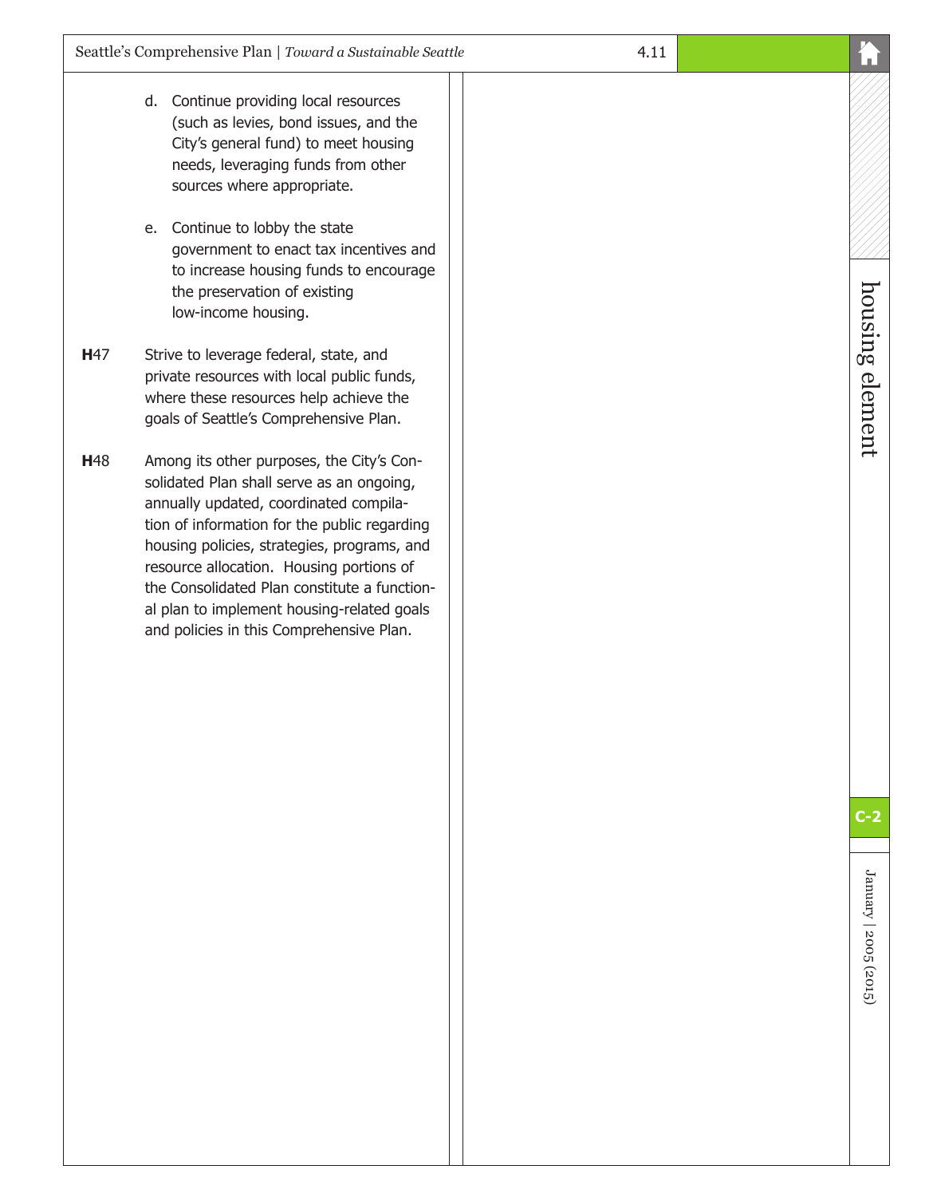d. Continue providing local resources (such as levies, bond issues, and the City's general fund) to meet housing needs, leveraging funds from other sources where appropriate.

e. Continue to lobby the state government to enact tax incentives and to increase housing funds to encourage the preservation of existing low-income housing.

**H**47 Strive to leverage federal, state, and private resources with local public funds, where these resources help achieve the goals of Seattle's Comprehensive Plan.

**H**48 Among its other purposes, the City's Consolidated Plan shall serve as an ongoing, annually updated, coordinated compilation of information for the public regarding housing policies, strategies, programs, and resource allocation. Housing portions of the Consolidated Plan constitute a functional plan to implement housing-related goals and policies in this Comprehensive Plan.